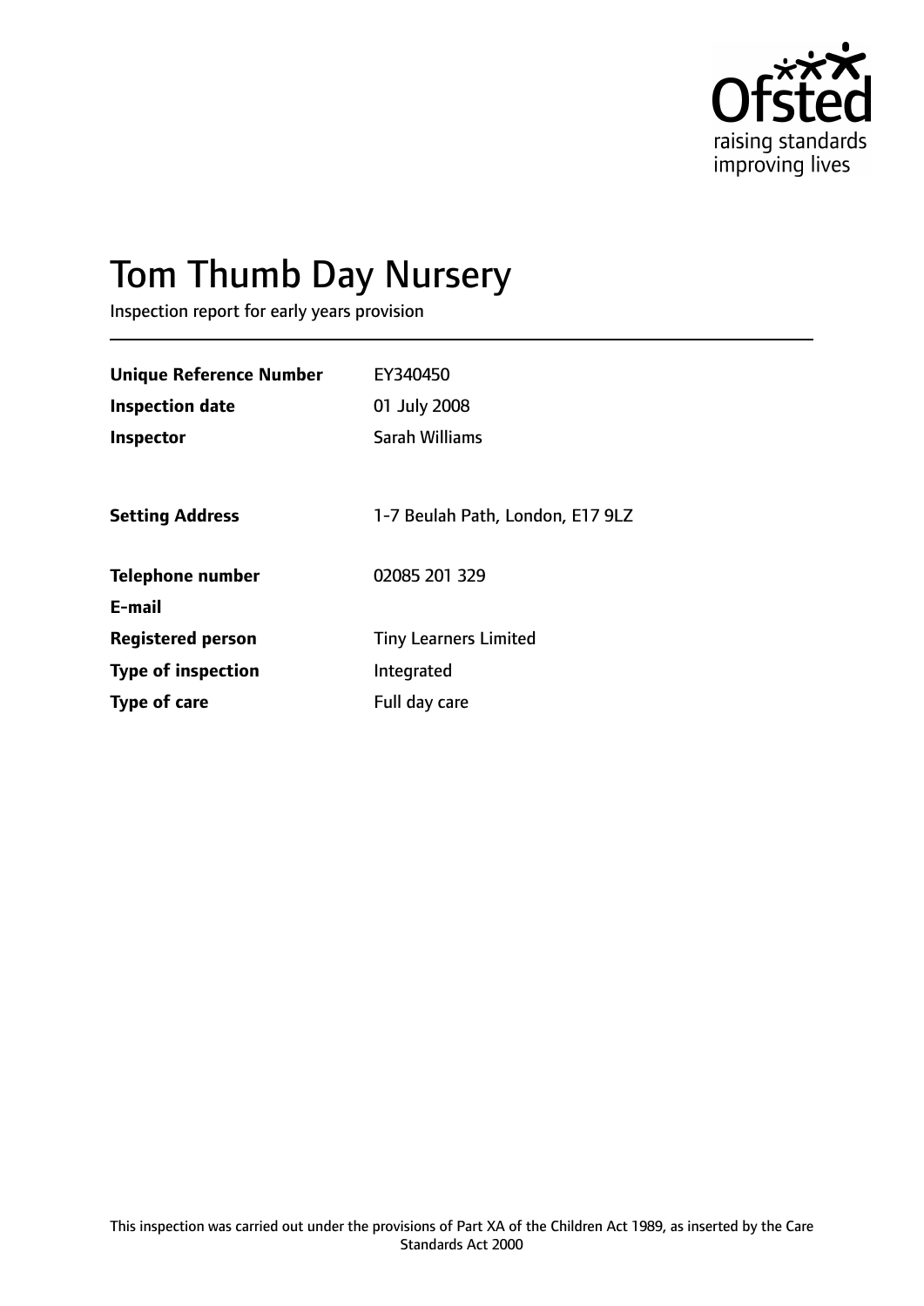# Tom Thumb Day Nursery

Inspection report for early years provision

| | |
|---|---|
| **Unique Reference Number** | EY340450 |
| **Inspection date** | 01 July 2008 |
| **Inspector** | Sarah Williams |
| | |
| **Setting Address** | 1-7 Beulah Path, London, E17 9LZ |
| | |
| **Telephone number** | 02085 201 329 |
| **E-mail** | |
| **Registered person** | Tiny Learners Limited |
| **Type of inspection** | Integrated |
| **Type of care** | Full day care |

This inspection was carried out under the provisions of Part XA of the Children Act 1989, as inserted by the Care Standards Act 2000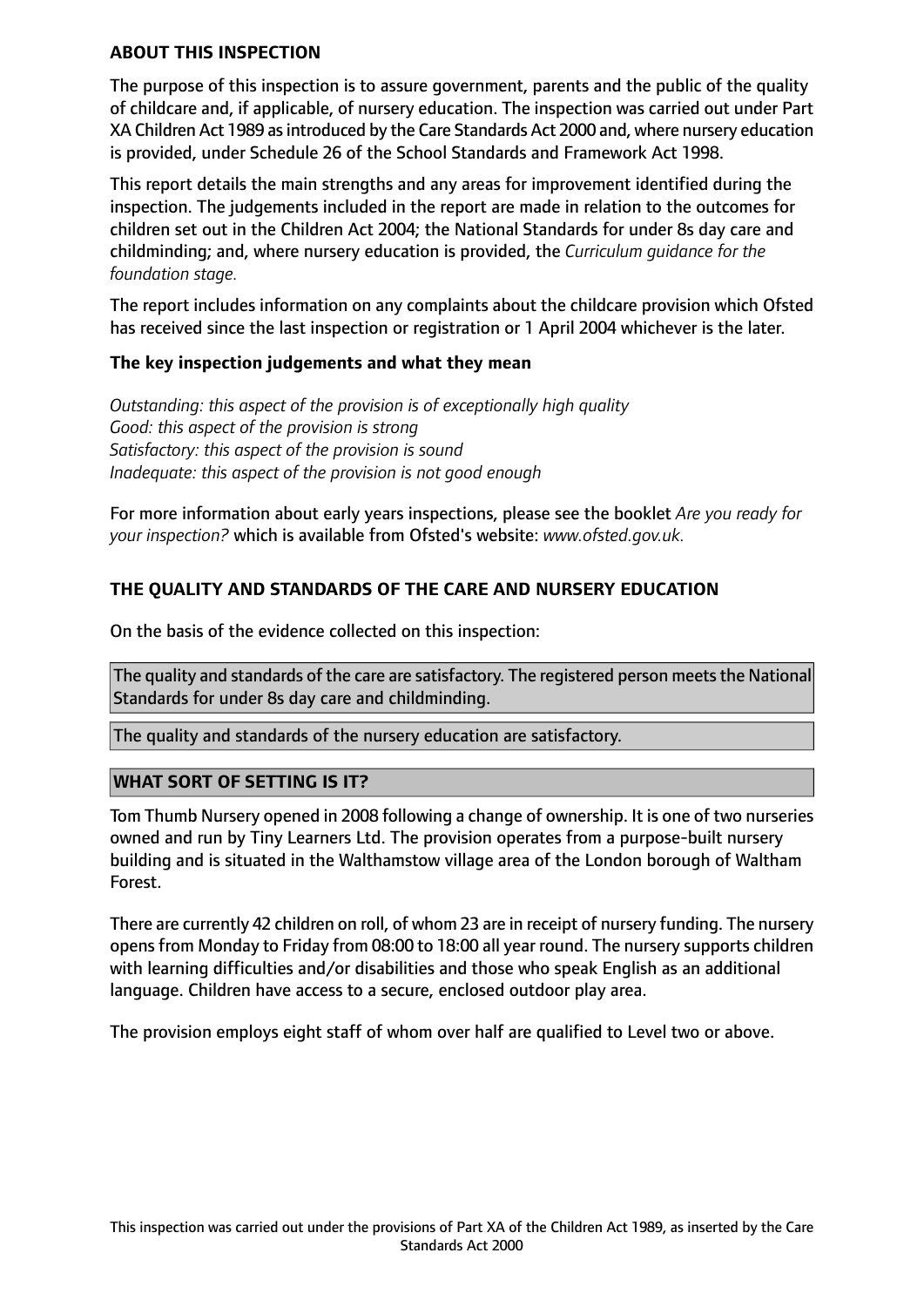## ABOUT THIS INSPECTION

The purpose of this inspection is to assure government, parents and the public of the quality of childcare and, if applicable, of nursery education. The inspection was carried out under Part XA Children Act 1989 as introduced by the Care Standards Act 2000 and, where nursery education is provided, under Schedule 26 of the School Standards and Framework Act 1998.

This report details the main strengths and any areas for improvement identified during the inspection. The judgements included in the report are made in relation to the outcomes for children set out in the Children Act 2004; the National Standards for under 8s day care and childminding; and, where nursery education is provided, the *Curriculum guidance for the foundation stage.*

The report includes information on any complaints about the childcare provision which Ofsted has received since the last inspection or registration or 1 April 2004 whichever is the later.

### The key inspection judgements and what they mean

*Outstanding: this aspect of the provision is of exceptionally high quality*
*Good: this aspect of the provision is strong*
*Satisfactory: this aspect of the provision is sound*
*Inadequate: this aspect of the provision is not good enough*

For more information about early years inspections, please see the booklet *Are you ready for your inspection?* which is available from Ofsted's website: *www.ofsted.gov.uk.*

## THE QUALITY AND STANDARDS OF THE CARE AND NURSERY EDUCATION

On the basis of the evidence collected on this inspection:

The quality and standards of the care are satisfactory. The registered person meets the National Standards for under 8s day care and childminding.

The quality and standards of the nursery education are satisfactory.

## WHAT SORT OF SETTING IS IT?

Tom Thumb Nursery opened in 2008 following a change of ownership. It is one of two nurseries owned and run by Tiny Learners Ltd. The provision operates from a purpose-built nursery building and is situated in the Walthamstow village area of the London borough of Waltham Forest.

There are currently 42 children on roll, of whom 23 are in receipt of nursery funding. The nursery opens from Monday to Friday from 08:00 to 18:00 all year round. The nursery supports children with learning difficulties and/or disabilities and those who speak English as an additional language. Children have access to a secure, enclosed outdoor play area.

The provision employs eight staff of whom over half are qualified to Level two or above.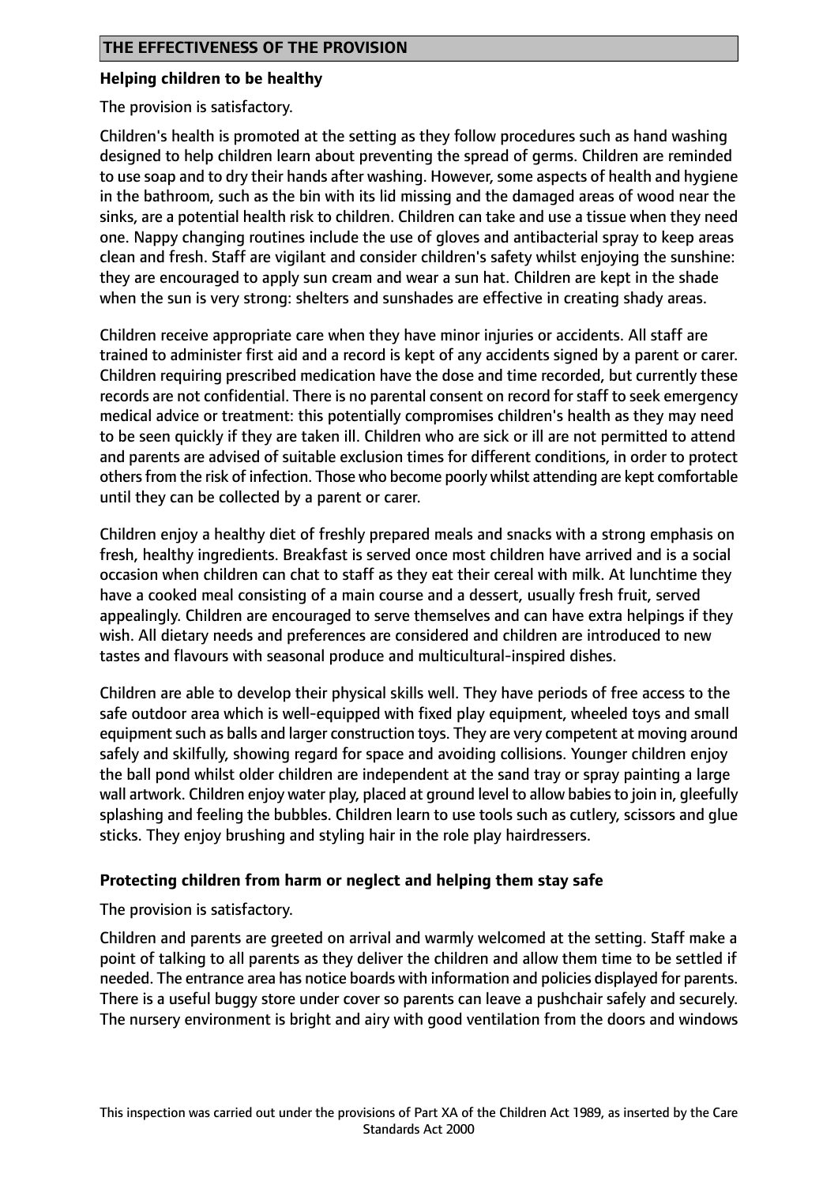## THE EFFECTIVENESS OF THE PROVISION

**Helping children to be healthy**

The provision is satisfactory.

Children's health is promoted at the setting as they follow procedures such as hand washing designed to help children learn about preventing the spread of germs. Children are reminded to use soap and to dry their hands after washing. However, some aspects of health and hygiene in the bathroom, such as the bin with its lid missing and the damaged areas of wood near the sinks, are a potential health risk to children. Children can take and use a tissue when they need one. Nappy changing routines include the use of gloves and antibacterial spray to keep areas clean and fresh. Staff are vigilant and consider children's safety whilst enjoying the sunshine: they are encouraged to apply sun cream and wear a sun hat. Children are kept in the shade when the sun is very strong: shelters and sunshades are effective in creating shady areas.

Children receive appropriate care when they have minor injuries or accidents. All staff are trained to administer first aid and a record is kept of any accidents signed by a parent or carer. Children requiring prescribed medication have the dose and time recorded, but currently these records are not confidential. There is no parental consent on record for staff to seek emergency medical advice or treatment: this potentially compromises children's health as they may need to be seen quickly if they are taken ill. Children who are sick or ill are not permitted to attend and parents are advised of suitable exclusion times for different conditions, in order to protect others from the risk of infection. Those who become poorly whilst attending are kept comfortable until they can be collected by a parent or carer.

Children enjoy a healthy diet of freshly prepared meals and snacks with a strong emphasis on fresh, healthy ingredients. Breakfast is served once most children have arrived and is a social occasion when children can chat to staff as they eat their cereal with milk. At lunchtime they have a cooked meal consisting of a main course and a dessert, usually fresh fruit, served appealingly. Children are encouraged to serve themselves and can have extra helpings if they wish. All dietary needs and preferences are considered and children are introduced to new tastes and flavours with seasonal produce and multicultural-inspired dishes.

Children are able to develop their physical skills well. They have periods of free access to the safe outdoor area which is well-equipped with fixed play equipment, wheeled toys and small equipment such as balls and larger construction toys. They are very competent at moving around safely and skilfully, showing regard for space and avoiding collisions. Younger children enjoy the ball pond whilst older children are independent at the sand tray or spray painting a large wall artwork. Children enjoy water play, placed at ground level to allow babies to join in, gleefully splashing and feeling the bubbles. Children learn to use tools such as cutlery, scissors and glue sticks. They enjoy brushing and styling hair in the role play hairdressers.

**Protecting children from harm or neglect and helping them stay safe**

The provision is satisfactory.

Children and parents are greeted on arrival and warmly welcomed at the setting. Staff make a point of talking to all parents as they deliver the children and allow them time to be settled if needed. The entrance area has notice boards with information and policies displayed for parents. There is a useful buggy store under cover so parents can leave a pushchair safely and securely. The nursery environment is bright and airy with good ventilation from the doors and windows

This inspection was carried out under the provisions of Part XA of the Children Act 1989, as inserted by the Care Standards Act 2000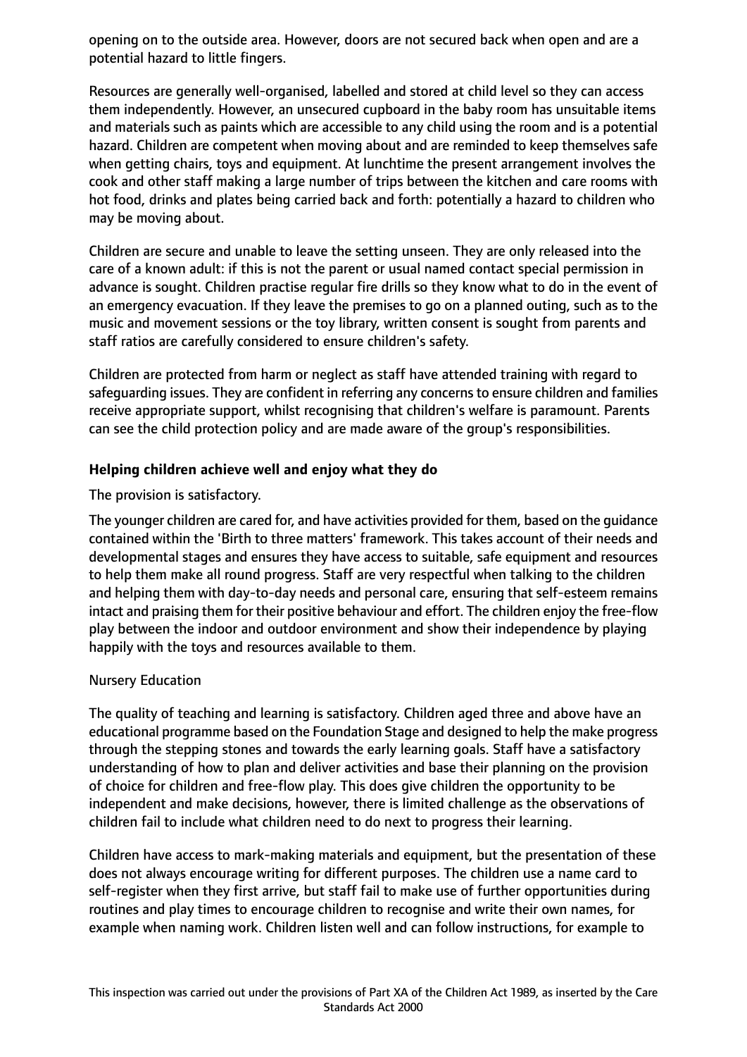opening on to the outside area. However, doors are not secured back when open and are a potential hazard to little fingers.

Resources are generally well-organised, labelled and stored at child level so they can access them independently. However, an unsecured cupboard in the baby room has unsuitable items and materials such as paints which are accessible to any child using the room and is a potential hazard. Children are competent when moving about and are reminded to keep themselves safe when getting chairs, toys and equipment. At lunchtime the present arrangement involves the cook and other staff making a large number of trips between the kitchen and care rooms with hot food, drinks and plates being carried back and forth: potentially a hazard to children who may be moving about.

Children are secure and unable to leave the setting unseen. They are only released into the care of a known adult: if this is not the parent or usual named contact special permission in advance is sought. Children practise regular fire drills so they know what to do in the event of an emergency evacuation. If they leave the premises to go on a planned outing, such as to the music and movement sessions or the toy library, written consent is sought from parents and staff ratios are carefully considered to ensure children's safety.

Children are protected from harm or neglect as staff have attended training with regard to safeguarding issues. They are confident in referring any concerns to ensure children and families receive appropriate support, whilst recognising that children's welfare is paramount. Parents can see the child protection policy and are made aware of the group's responsibilities.

### Helping children achieve well and enjoy what they do

The provision is satisfactory.

The younger children are cared for, and have activities provided for them, based on the guidance contained within the 'Birth to three matters' framework. This takes account of their needs and developmental stages and ensures they have access to suitable, safe equipment and resources to help them make all round progress. Staff are very respectful when talking to the children and helping them with day-to-day needs and personal care, ensuring that self-esteem remains intact and praising them for their positive behaviour and effort. The children enjoy the free-flow play between the indoor and outdoor environment and show their independence by playing happily with the toys and resources available to them.

Nursery Education

The quality of teaching and learning is satisfactory. Children aged three and above have an educational programme based on the Foundation Stage and designed to help the make progress through the stepping stones and towards the early learning goals. Staff have a satisfactory understanding of how to plan and deliver activities and base their planning on the provision of choice for children and free-flow play. This does give children the opportunity to be independent and make decisions, however, there is limited challenge as the observations of children fail to include what children need to do next to progress their learning.

Children have access to mark-making materials and equipment, but the presentation of these does not always encourage writing for different purposes. The children use a name card to self-register when they first arrive, but staff fail to make use of further opportunities during routines and play times to encourage children to recognise and write their own names, for example when naming work. Children listen well and can follow instructions, for example to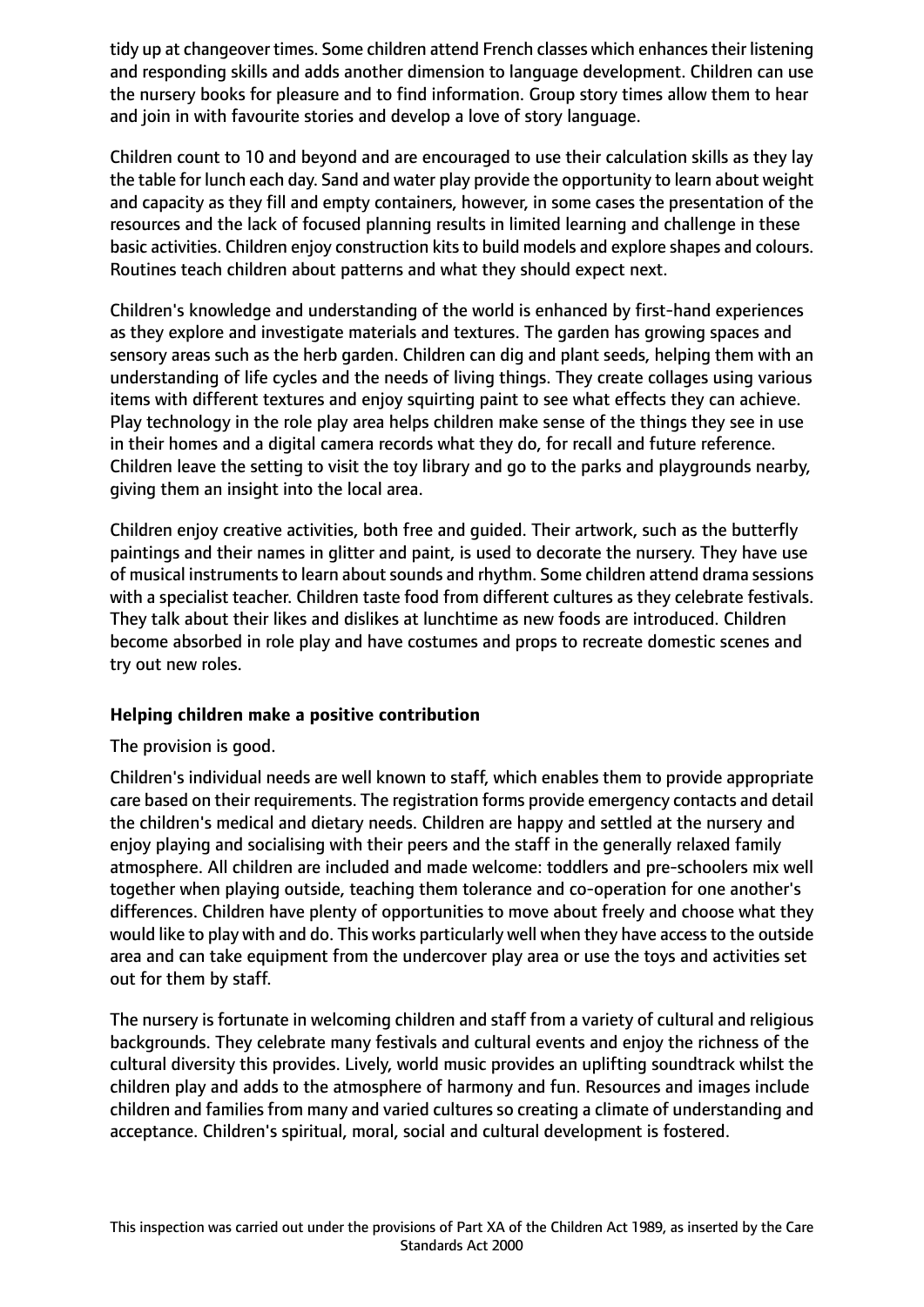tidy up at changeover times. Some children attend French classes which enhances their listening and responding skills and adds another dimension to language development. Children can use the nursery books for pleasure and to find information. Group story times allow them to hear and join in with favourite stories and develop a love of story language.

Children count to 10 and beyond and are encouraged to use their calculation skills as they lay the table for lunch each day. Sand and water play provide the opportunity to learn about weight and capacity as they fill and empty containers, however, in some cases the presentation of the resources and the lack of focused planning results in limited learning and challenge in these basic activities. Children enjoy construction kits to build models and explore shapes and colours. Routines teach children about patterns and what they should expect next.

Children's knowledge and understanding of the world is enhanced by first-hand experiences as they explore and investigate materials and textures. The garden has growing spaces and sensory areas such as the herb garden. Children can dig and plant seeds, helping them with an understanding of life cycles and the needs of living things. They create collages using various items with different textures and enjoy squirting paint to see what effects they can achieve. Play technology in the role play area helps children make sense of the things they see in use in their homes and a digital camera records what they do, for recall and future reference. Children leave the setting to visit the toy library and go to the parks and playgrounds nearby, giving them an insight into the local area.

Children enjoy creative activities, both free and guided. Their artwork, such as the butterfly paintings and their names in glitter and paint, is used to decorate the nursery. They have use of musical instruments to learn about sounds and rhythm. Some children attend drama sessions with a specialist teacher. Children taste food from different cultures as they celebrate festivals. They talk about their likes and dislikes at lunchtime as new foods are introduced. Children become absorbed in role play and have costumes and props to recreate domestic scenes and try out new roles.

**Helping children make a positive contribution**

The provision is good.

Children's individual needs are well known to staff, which enables them to provide appropriate care based on their requirements. The registration forms provide emergency contacts and detail the children's medical and dietary needs. Children are happy and settled at the nursery and enjoy playing and socialising with their peers and the staff in the generally relaxed family atmosphere. All children are included and made welcome: toddlers and pre-schoolers mix well together when playing outside, teaching them tolerance and co-operation for one another's differences. Children have plenty of opportunities to move about freely and choose what they would like to play with and do. This works particularly well when they have access to the outside area and can take equipment from the undercover play area or use the toys and activities set out for them by staff.

The nursery is fortunate in welcoming children and staff from a variety of cultural and religious backgrounds. They celebrate many festivals and cultural events and enjoy the richness of the cultural diversity this provides. Lively, world music provides an uplifting soundtrack whilst the children play and adds to the atmosphere of harmony and fun. Resources and images include children and families from many and varied cultures so creating a climate of understanding and acceptance. Children's spiritual, moral, social and cultural development is fostered.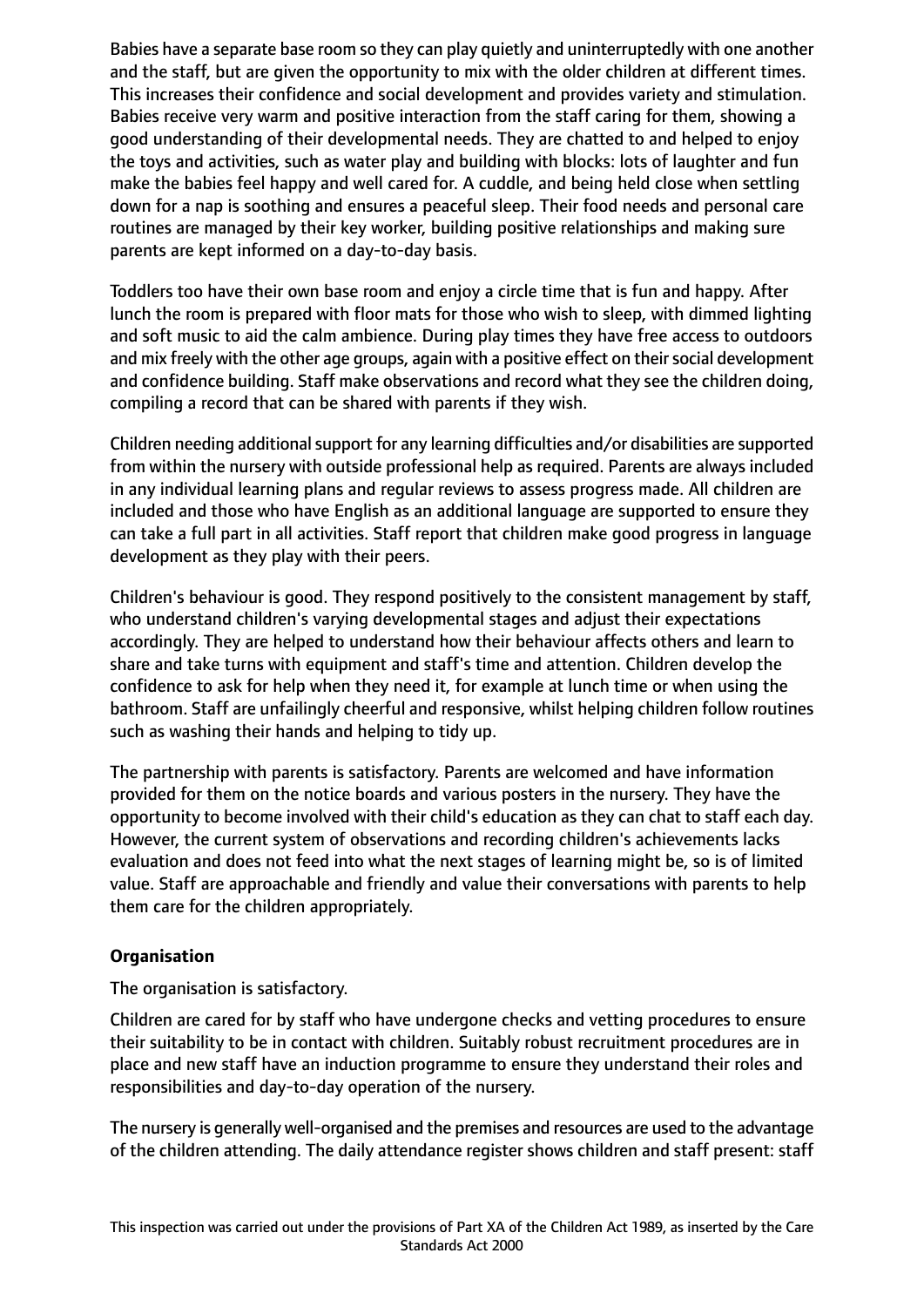Babies have a separate base room so they can play quietly and uninterruptedly with one another and the staff, but are given the opportunity to mix with the older children at different times. This increases their confidence and social development and provides variety and stimulation. Babies receive very warm and positive interaction from the staff caring for them, showing a good understanding of their developmental needs. They are chatted to and helped to enjoy the toys and activities, such as water play and building with blocks: lots of laughter and fun make the babies feel happy and well cared for. A cuddle, and being held close when settling down for a nap is soothing and ensures a peaceful sleep. Their food needs and personal care routines are managed by their key worker, building positive relationships and making sure parents are kept informed on a day-to-day basis.

Toddlers too have their own base room and enjoy a circle time that is fun and happy. After lunch the room is prepared with floor mats for those who wish to sleep, with dimmed lighting and soft music to aid the calm ambience. During play times they have free access to outdoors and mix freely with the other age groups, again with a positive effect on their social development and confidence building. Staff make observations and record what they see the children doing, compiling a record that can be shared with parents if they wish.

Children needing additional support for any learning difficulties and/or disabilities are supported from within the nursery with outside professional help as required. Parents are always included in any individual learning plans and regular reviews to assess progress made. All children are included and those who have English as an additional language are supported to ensure they can take a full part in all activities. Staff report that children make good progress in language development as they play with their peers.

Children's behaviour is good. They respond positively to the consistent management by staff, who understand children's varying developmental stages and adjust their expectations accordingly. They are helped to understand how their behaviour affects others and learn to share and take turns with equipment and staff's time and attention. Children develop the confidence to ask for help when they need it, for example at lunch time or when using the bathroom. Staff are unfailingly cheerful and responsive, whilst helping children follow routines such as washing their hands and helping to tidy up.

The partnership with parents is satisfactory. Parents are welcomed and have information provided for them on the notice boards and various posters in the nursery. They have the opportunity to become involved with their child's education as they can chat to staff each day. However, the current system of observations and recording children's achievements lacks evaluation and does not feed into what the next stages of learning might be, so is of limited value. Staff are approachable and friendly and value their conversations with parents to help them care for the children appropriately.

## Organisation

The organisation is satisfactory.

Children are cared for by staff who have undergone checks and vetting procedures to ensure their suitability to be in contact with children. Suitably robust recruitment procedures are in place and new staff have an induction programme to ensure they understand their roles and responsibilities and day-to-day operation of the nursery.

The nursery is generally well-organised and the premises and resources are used to the advantage of the children attending. The daily attendance register shows children and staff present: staff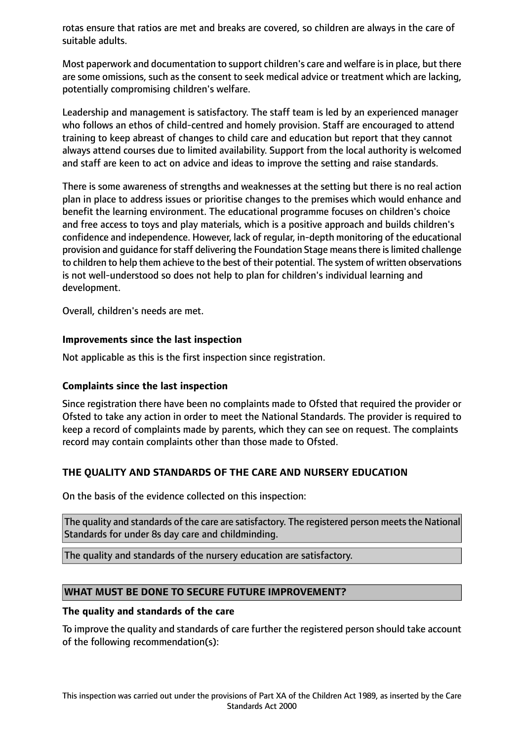rotas ensure that ratios are met and breaks are covered, so children are always in the care of suitable adults.

Most paperwork and documentation to support children's care and welfare is in place, but there are some omissions, such as the consent to seek medical advice or treatment which are lacking, potentially compromising children's welfare.

Leadership and management is satisfactory. The staff team is led by an experienced manager who follows an ethos of child-centred and homely provision. Staff are encouraged to attend training to keep abreast of changes to child care and education but report that they cannot always attend courses due to limited availability. Support from the local authority is welcomed and staff are keen to act on advice and ideas to improve the setting and raise standards.

There is some awareness of strengths and weaknesses at the setting but there is no real action plan in place to address issues or prioritise changes to the premises which would enhance and benefit the learning environment. The educational programme focuses on children's choice and free access to toys and play materials, which is a positive approach and builds children's confidence and independence. However, lack of regular, in-depth monitoring of the educational provision and guidance for staff delivering the Foundation Stage means there is limited challenge to children to help them achieve to the best of their potential. The system of written observations is not well-understood so does not help to plan for children's individual learning and development.

Overall, children's needs are met.

**Improvements since the last inspection**

Not applicable as this is the first inspection since registration.

**Complaints since the last inspection**

Since registration there have been no complaints made to Ofsted that required the provider or Ofsted to take any action in order to meet the National Standards. The provider is required to keep a record of complaints made by parents, which they can see on request. The complaints record may contain complaints other than those made to Ofsted.

## THE QUALITY AND STANDARDS OF THE CARE AND NURSERY EDUCATION

On the basis of the evidence collected on this inspection:

The quality and standards of the care are satisfactory. The registered person meets the National Standards for under 8s day care and childminding.

The quality and standards of the nursery education are satisfactory.

## WHAT MUST BE DONE TO SECURE FUTURE IMPROVEMENT?

**The quality and standards of the care**

To improve the quality and standards of care further the registered person should take account of the following recommendation(s):

This inspection was carried out under the provisions of Part XA of the Children Act 1989, as inserted by the Care Standards Act 2000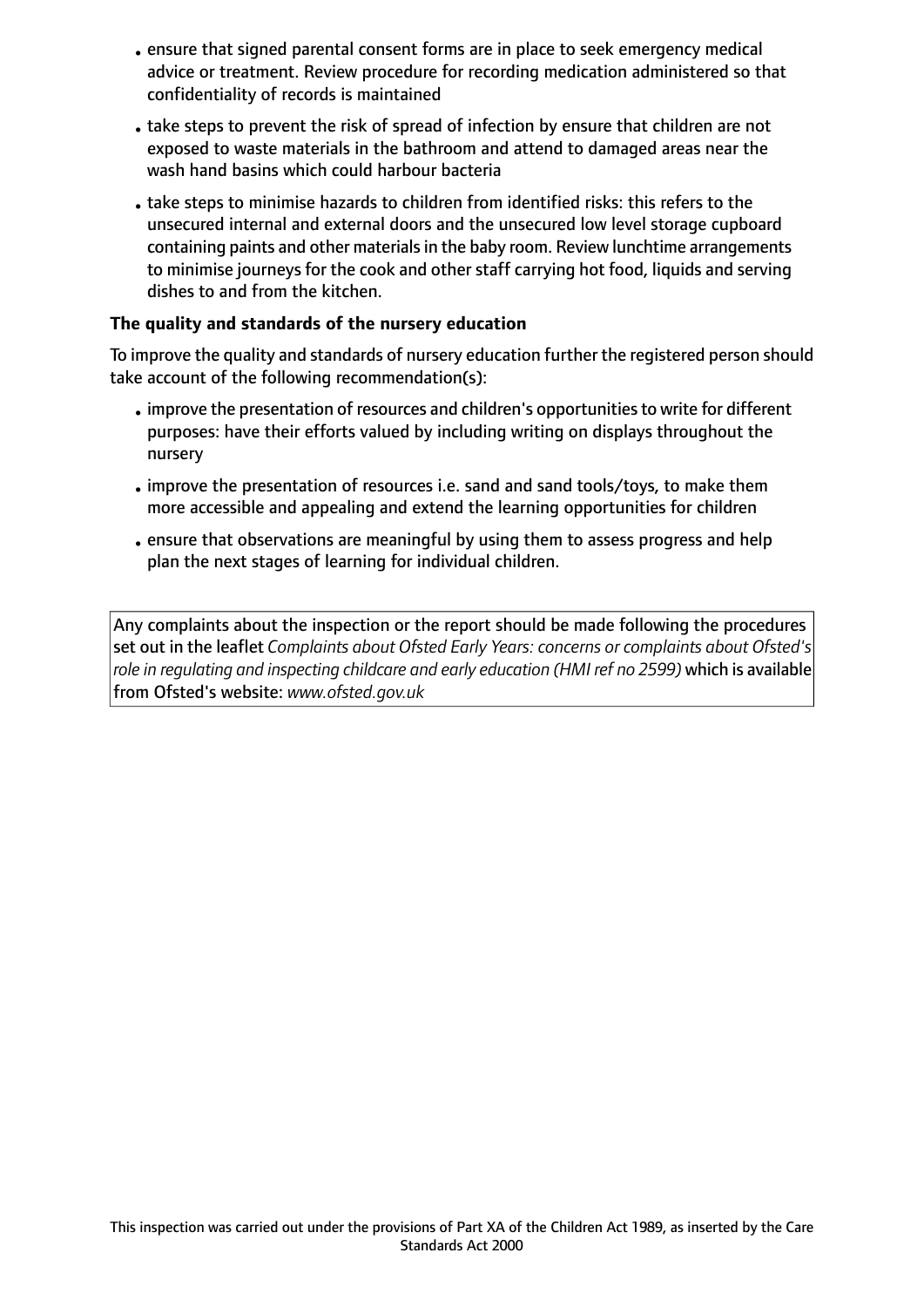- ensure that signed parental consent forms are in place to seek emergency medical advice or treatment. Review procedure for recording medication administered so that confidentiality of records is maintained
- take steps to prevent the risk of spread of infection by ensure that children are not exposed to waste materials in the bathroom and attend to damaged areas near the wash hand basins which could harbour bacteria
- take steps to minimise hazards to children from identified risks: this refers to the unsecured internal and external doors and the unsecured low level storage cupboard containing paints and other materials in the baby room. Review lunchtime arrangements to minimise journeys for the cook and other staff carrying hot food, liquids and serving dishes to and from the kitchen.

**The quality and standards of the nursery education**

To improve the quality and standards of nursery education further the registered person should take account of the following recommendation(s):

- improve the presentation of resources and children's opportunities to write for different purposes: have their efforts valued by including writing on displays throughout the nursery
- improve the presentation of resources i.e. sand and sand tools/toys, to make them more accessible and appealing and extend the learning opportunities for children
- ensure that observations are meaningful by using them to assess progress and help plan the next stages of learning for individual children.

Any complaints about the inspection or the report should be made following the procedures set out in the leaflet *Complaints about Ofsted Early Years: concerns or complaints about Ofsted's role in regulating and inspecting childcare and early education (HMI ref no 2599)* which is available from Ofsted's website: *www.ofsted.gov.uk*

This inspection was carried out under the provisions of Part XA of the Children Act 1989, as inserted by the Care Standards Act 2000